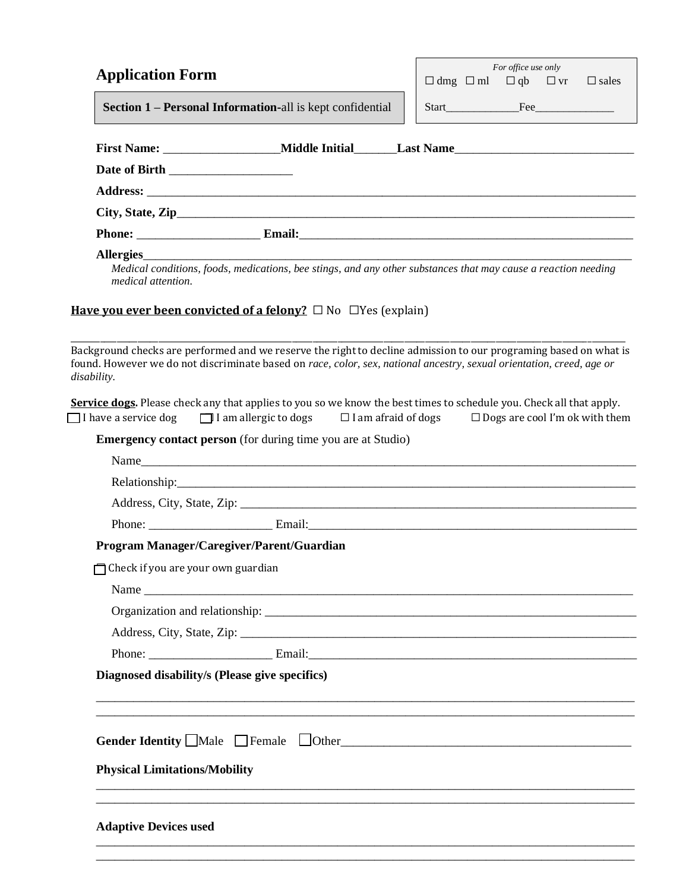## Application Form

*For office use only*
☐ dmg ☐ ml ☐ qb ☐ vr ☐ sales
Start_____________Fee______________

**Section 1 – Personal Information-**all is kept confidential

**First Name:** ___________________**Middle Initial**_______**Last Name**_____________________________

**Date of Birth** ____________________

**Address:** ________________________________________________________________________________

**City, State, Zip**____________________________________________________________________________

**Phone:** ____________________ **Email:**_______________________________________________________

**Allergies**___________________________________________________________________________________

*Medical conditions, foods, medications, bee stings, and any other substances that may cause a reaction needing medical attention.*

**Have you ever been convicted of a felony?** ☐ No ☐Yes (explain)

_____________________________________________________________________________________________

Background checks are performed and we reserve the right to decline admission to our programing based on what is found. However we do not discriminate based on *race, color, sex, national ancestry, sexual orientation, creed, age or disability.*

**Service dogs.** Please check any that applies to you so we know the best times to schedule you. Check all that apply.

☐ I have a service dog ☐ I am allergic to dogs ☐ I am afraid of dogs ☐ Dogs are cool I'm ok with them

**Emergency contact person** (for during time you are at Studio)

Name_______________________________________________________________________________

Relationship:_________________________________________________________________________

Address, City, State, Zip: _____________________________________________________________

Phone: ____________________ Email:____________________________________________________

**Program Manager/Caregiver/Parent/Guardian**

☐ Check if you are your own guardian

Name _______________________________________________________________________________

Organization and relationship: _________________________________________________________

Address, City, State, Zip: _____________________________________________________________

Phone: ____________________ Email:____________________________________________________

**Diagnosed disability/s (Please give specifics)**

_____________________________________________________________________________________________

_____________________________________________________________________________________________

**Gender Identity** ☐Male ☐ Female ☐Other______________________________________________

**Physical Limitations/Mobility**

_____________________________________________________________________________________________

_____________________________________________________________________________________________

**Adaptive Devices used**

_____________________________________________________________________________________________

_____________________________________________________________________________________________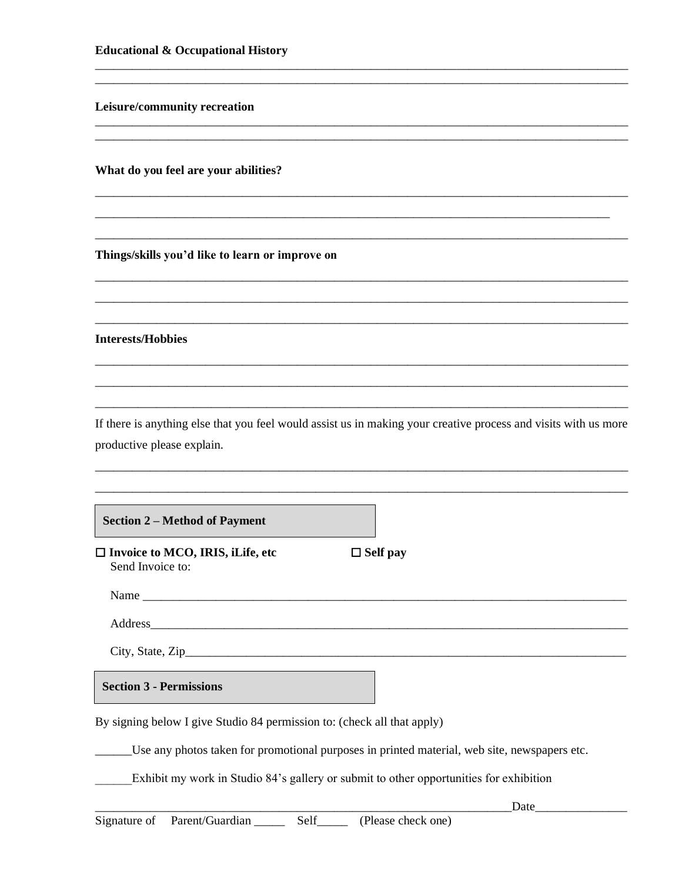**Educational & Occupational History**

______________________________________________________________________________
______________________________________________________________________________

**Leisure/community recreation**

______________________________________________________________________________
______________________________________________________________________________

**What do you feel are your abilities?**

______________________________________________________________________________
______________________________________________________________________________
______________________________________________________________________________

**Things/skills you'd like to learn or improve on**

______________________________________________________________________________
______________________________________________________________________________
______________________________________________________________________________

**Interests/Hobbies**

______________________________________________________________________________
______________________________________________________________________________
______________________________________________________________________________

If there is anything else that you feel would assist us in making your creative process and visits with us more productive please explain.

______________________________________________________________________________
______________________________________________________________________________

## Section 2 – Method of Payment

☐ **Invoice to MCO, IRIS, iLife, etc** ☐ **Self pay**

Send Invoice to:

Name ___________________________________________________________________

Address_________________________________________________________________

City, State, Zip___________________________________________________________

## Section 3 - Permissions

By signing below I give Studio 84 permission to: (check all that apply)

______Use any photos taken for promotional purposes in printed material, web site, newspapers etc.

______Exhibit my work in Studio 84's gallery or submit to other opportunities for exhibition

______________________________________________________________Date_______________

Signature of Parent/Guardian _____ Self_____ (Please check one)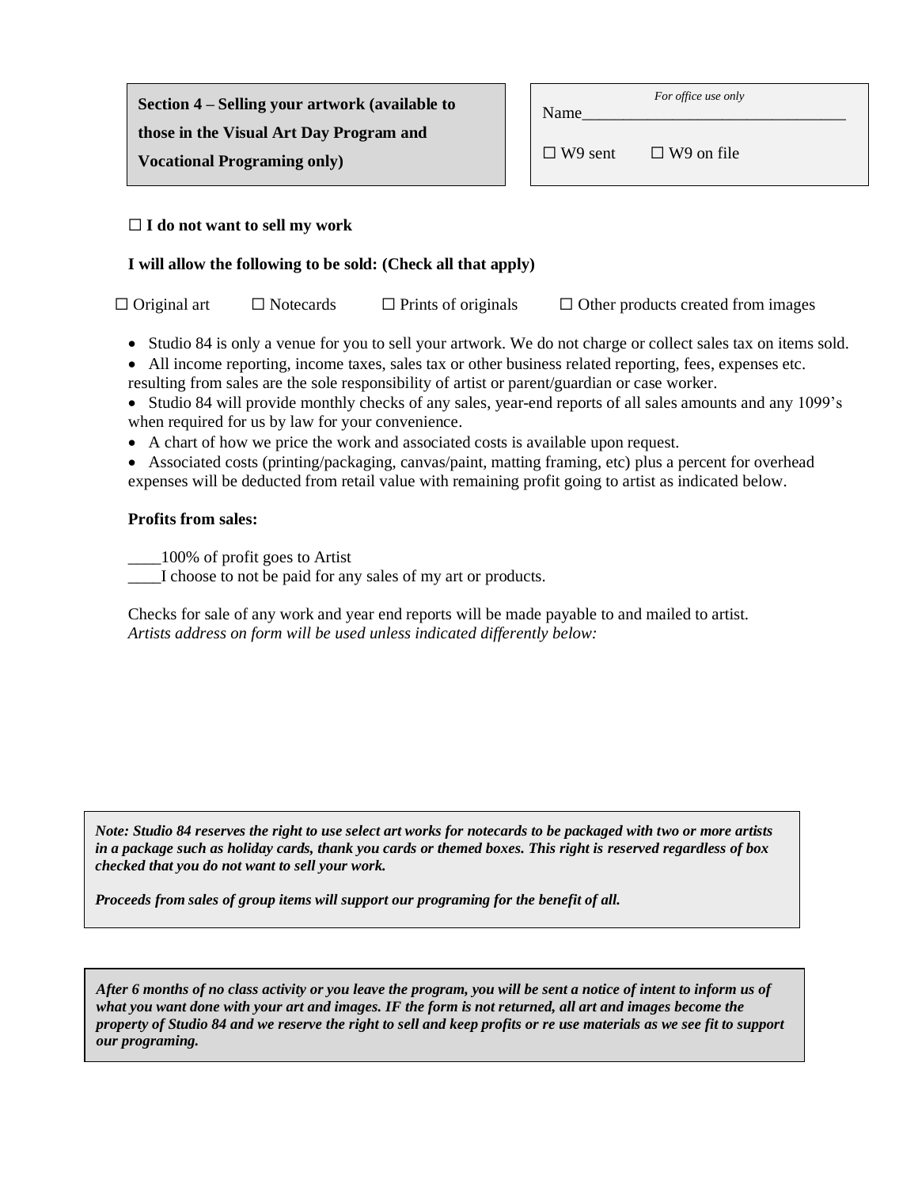**Section 4 – Selling your artwork (available to those in the Visual Art Day Program and Vocational Programing only)**

*For office use only*

Name________________________________

☐ W9 sent ☐ W9 on file

☐ **I do not want to sell my work**

**I will allow the following to be sold: (Check all that apply)**

☐ Original art ☐ Notecards ☐ Prints of originals ☐ Other products created from images

- Studio 84 is only a venue for you to sell your artwork. We do not charge or collect sales tax on items sold.
- All income reporting, income taxes, sales tax or other business related reporting, fees, expenses etc. resulting from sales are the sole responsibility of artist or parent/guardian or case worker.
- Studio 84 will provide monthly checks of any sales, year-end reports of all sales amounts and any 1099's when required for us by law for your convenience.
- A chart of how we price the work and associated costs is available upon request.
- Associated costs (printing/packaging, canvas/paint, matting framing, etc) plus a percent for overhead expenses will be deducted from retail value with remaining profit going to artist as indicated below.

**Profits from sales:**

____100% of profit goes to Artist
____I choose to not be paid for any sales of my art or products.

Checks for sale of any work and year end reports will be made payable to and mailed to artist.
*Artists address on form will be used unless indicated differently below:*

***Note: Studio 84 reserves the right to use select art works for notecards to be packaged with two or more artists in a package such as holiday cards, thank you cards or themed boxes. This right is reserved regardless of box checked that you do not want to sell your work.***

***Proceeds from sales of group items will support our programing for the benefit of all.***

***After 6 months of no class activity or you leave the program, you will be sent a notice of intent to inform us of what you want done with your art and images. IF the form is not returned, all art and images become the property of Studio 84 and we reserve the right to sell and keep profits or re use materials as we see fit to support our programing.***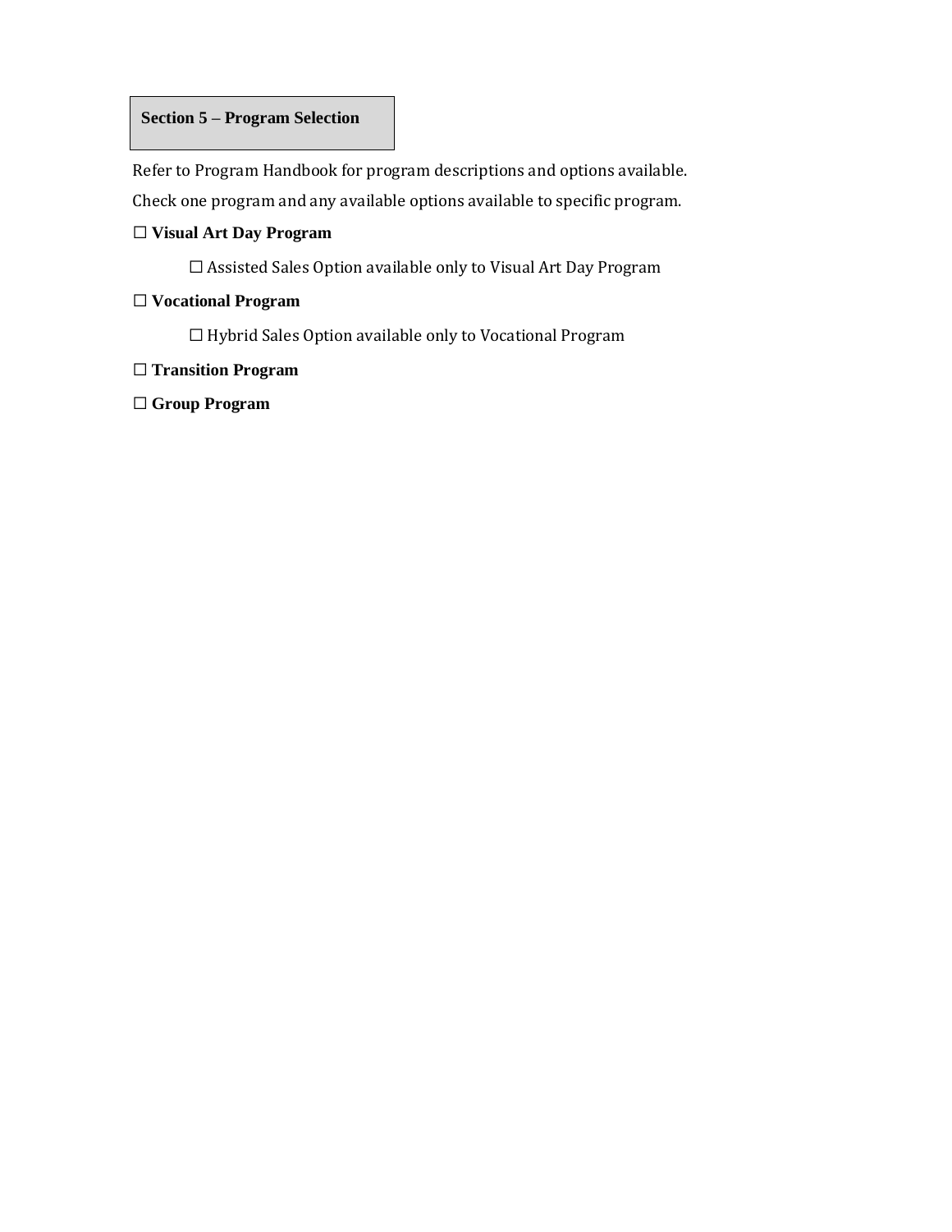## Section 5 – Program Selection

Refer to Program Handbook for program descriptions and options available.

Check one program and any available options available to specific program.

☐ **Visual Art Day Program**

  ☐ Assisted Sales Option available only to Visual Art Day Program

☐ **Vocational Program**

  ☐ Hybrid Sales Option available only to Vocational Program

☐ **Transition Program**

☐ **Group Program**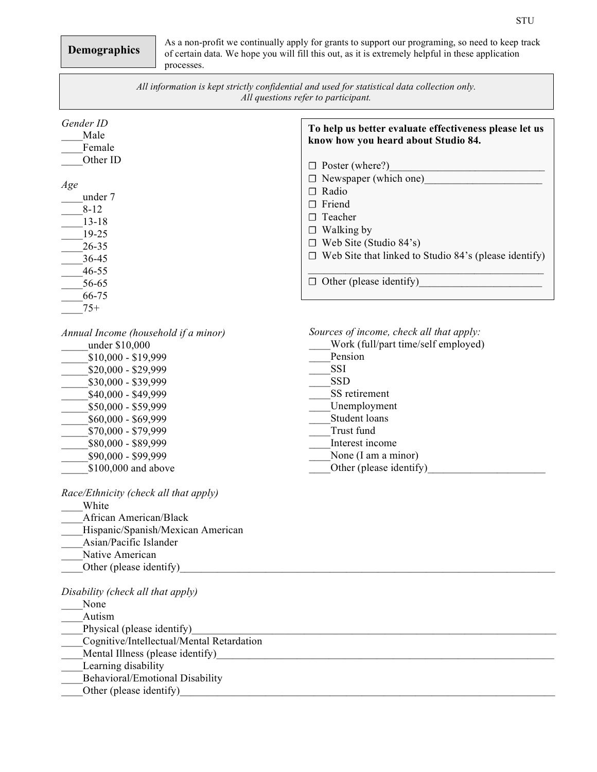## Demographics

As a non-profit we continually apply for grants to support our programing, so need to keep track of certain data. We hope you will fill this out, as it is extremely helpful in these application processes.

*All information is kept strictly confidential and used for statistical data collection only.*
*All questions refer to participant.*

*Gender ID*

____Male
____Female
____Other ID

*Age*

____under 7
____8-12
____13-18
____19-25
____26-35
____36-45
____46-55
____56-65
____66-75
____75+

**To help us better evaluate effectiveness please let us know how you heard about Studio 84.**

- ☐ Poster (where?)_____________________________
- ☐ Newspaper (which one)______________________
- ☐ Radio
- ☐ Friend
- ☐ Teacher
- ☐ Walking by
- ☐ Web Site (Studio 84's)
- ☐ Web Site that linked to Studio 84's (please identify) _______________________________________________
- ☐ Other (please identify)______________________

*Annual Income (household if a minor)*

_____under $10,000
_____$10,000 - $19,999
_____$20,000 - $29,999
_____$30,000 - $39,999
_____$40,000 - $49,999
_____$50,000 - $59,999
_____$60,000 - $69,999
_____$70,000 - $79,999
_____$80,000 - $89,999
_____$90,000 - $99,999
_____$100,000 and above

*Sources of income, check all that apply:*

____Work (full/part time/self employed)
____Pension
____SSI
____SSD
____SS retirement
____Unemployment
____Student loans
____Trust fund
____Interest income
____None (I am a minor)
____Other (please identify)______________________

*Race/Ethnicity (check all that apply)*

____White
____African American/Black
____Hispanic/Spanish/Mexican American
____Asian/Pacific Islander
____Native American
____Other (please identify)_______________________________________________________________________

*Disability (check all that apply)*

____None
____Autism
____Physical (please identify)_____________________________________________________________________
____Cognitive/Intellectual/Mental Retardation
____Mental Illness (please identify)________________________________________________________________
____Learning disability
____Behavioral/Emotional Disability
____Other (please identify)_______________________________________________________________________